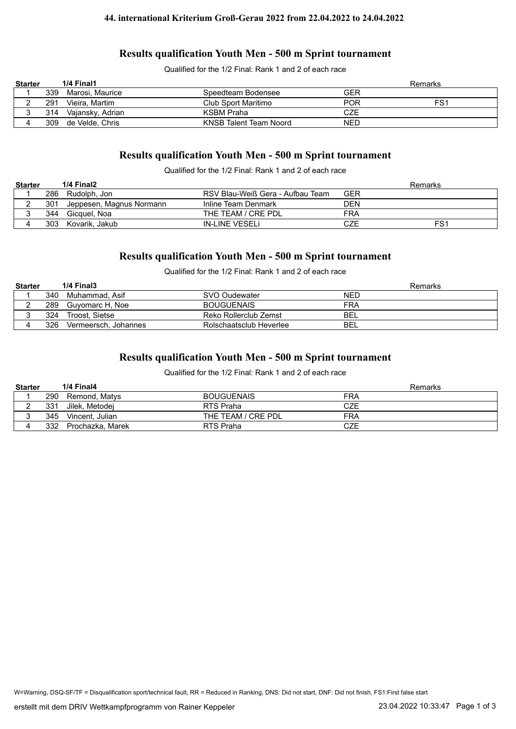# 44. international Kriterium Groß-Gerau 2022 from 22.04.2022 to 24.04.2022

## Results qualification Youth Men - 500 m Sprint tournament

Qualified for the 1/2 Final: Rank 1 and 2 of each race

| Starter | | 1/4 Final1 | | | Remarks |
|---|---|---|---|---|---|
| 1 | 339 | Marosi, Maurice | Speedteam Bodensee | GER | |
| 2 | 291 | Vieira, Martim | Club Sport Maritimo | POR | FS1 |
| 3 | 314 | Vajansky, Adrian | KSBM Praha | CZE | |
| 4 | 309 | de Velde, Chris | KNSB Talent Team Noord | NED | |

## Results qualification Youth Men - 500 m Sprint tournament

Qualified for the 1/2 Final: Rank 1 and 2 of each race

| Starter | | 1/4 Final2 | | | Remarks |
|---|---|---|---|---|---|
| 1 | 286 | Rudolph, Jon | RSV Blau-Weiß Gera - Aufbau Team | GER | |
| 2 | 301 | Jeppesen, Magnus Normann | Inline Team Denmark | DEN | |
| 3 | 344 | Gicquel, Noa | THE TEAM / CRE PDL | FRA | |
| 4 | 303 | Kovarik, Jakub | IN-LINE VESELi | CZE | FS1 |

## Results qualification Youth Men - 500 m Sprint tournament

Qualified for the 1/2 Final: Rank 1 and 2 of each race

| Starter | | 1/4 Final3 | | | Remarks |
|---|---|---|---|---|---|
| 1 | 340 | Muhammad, Asif | SVO Oudewater | NED | |
| 2 | 289 | Guyomarc H, Noe | BOUGUENAIS | FRA | |
| 3 | 324 | Troost, Sietse | Reko Rollerclub Zemst | BEL | |
| 4 | 326 | Vermeersch, Johannes | Rolschaatsclub Heverlee | BEL | |

## Results qualification Youth Men - 500 m Sprint tournament

Qualified for the 1/2 Final: Rank 1 and 2 of each race

| Starter | | 1/4 Final4 | | | Remarks |
|---|---|---|---|---|---|
| 1 | 290 | Remond, Matys | BOUGUENAIS | FRA | |
| 2 | 331 | Jilek, Metodej | RTS Praha | CZE | |
| 3 | 345 | Vincent, Julian | THE TEAM / CRE PDL | FRA | |
| 4 | 332 | Prochazka, Marek | RTS Praha | CZE | |

W=Warning, DSQ-SF/TF = Disqualification sport/technical fault, RR = Reduced in Ranking, DNS: Did not start, DNF: Did not finish, FS1:First false start

erstellt mit dem DRIV Wettkampfprogramm von Rainer Keppeler 23.04.2022 10:33:47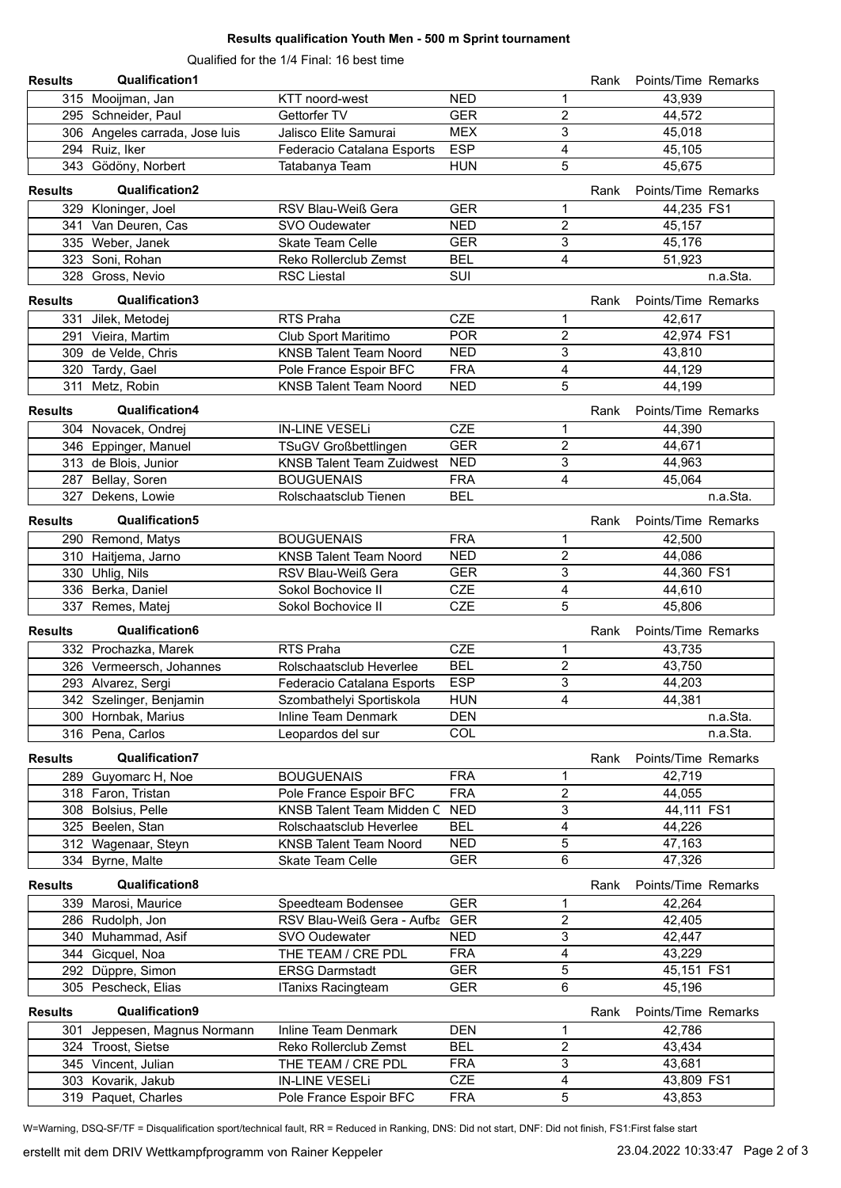**Results qualification Youth Men - 500 m Sprint tournament**

Qualified for the 1/4 Final: 16 best time

**Results Qualification1**

| No. | Name | Club | Nation | Rank | Points/Time | Remarks |
|---|---|---|---|---|---|---|
| 315 | Mooijman, Jan | KTT noord-west | NED | 1 | 43,939 | |
| 295 | Schneider, Paul | Gettorfer TV | GER | 2 | 44,572 | |
| 306 | Angeles carrada, Jose luis | Jalisco Elite Samurai | MEX | 3 | 45,018 | |
| 294 | Ruiz, Iker | Federacio Catalana Esports | ESP | 4 | 45,105 | |
| 343 | Gödöny, Norbert | Tatabanya Team | HUN | 5 | 45,675 | |

**Results Qualification2**

| No. | Name | Club | Nation | Rank | Points/Time | Remarks |
|---|---|---|---|---|---|---|
| 329 | Kloninger, Joel | RSV Blau-Weiß Gera | GER | 1 | 44,235 | FS1 |
| 341 | Van Deuren, Cas | SVO Oudewater | NED | 2 | 45,157 | |
| 335 | Weber, Janek | Skate Team Celle | GER | 3 | 45,176 | |
| 323 | Soni, Rohan | Reko Rollerclub Zemst | BEL | 4 | 51,923 | |
| 328 | Gross, Nevio | RSC Liestal | SUI | | | n.a.Sta. |

**Results Qualification3**

| No. | Name | Club | Nation | Rank | Points/Time | Remarks |
|---|---|---|---|---|---|---|
| 331 | Jilek, Metodej | RTS Praha | CZE | 1 | 42,617 | |
| 291 | Vieira, Martim | Club Sport Maritimo | POR | 2 | 42,974 | FS1 |
| 309 | de Velde, Chris | KNSB Talent Team Noord | NED | 3 | 43,810 | |
| 320 | Tardy, Gael | Pole France Espoir BFC | FRA | 4 | 44,129 | |
| 311 | Metz, Robin | KNSB Talent Team Noord | NED | 5 | 44,199 | |

**Results Qualification4**

| No. | Name | Club | Nation | Rank | Points/Time | Remarks |
|---|---|---|---|---|---|---|
| 304 | Novacek, Ondrej | IN-LINE VESELi | CZE | 1 | 44,390 | |
| 346 | Eppinger, Manuel | TSuGV Großbettlingen | GER | 2 | 44,671 | |
| 313 | de Blois, Junior | KNSB Talent Team Zuidwest | NED | 3 | 44,963 | |
| 287 | Bellay, Soren | BOUGUENAIS | FRA | 4 | 45,064 | |
| 327 | Dekens, Lowie | Rolschaatsclub Tienen | BEL | | | n.a.Sta. |

**Results Qualification5**

| No. | Name | Club | Nation | Rank | Points/Time | Remarks |
|---|---|---|---|---|---|---|
| 290 | Remond, Matys | BOUGUENAIS | FRA | 1 | 42,500 | |
| 310 | Haitjema, Jarno | KNSB Talent Team Noord | NED | 2 | 44,086 | |
| 330 | Uhlig, Nils | RSV Blau-Weiß Gera | GER | 3 | 44,360 | FS1 |
| 336 | Berka, Daniel | Sokol Bochovice II | CZE | 4 | 44,610 | |
| 337 | Remes, Matej | Sokol Bochovice II | CZE | 5 | 45,806 | |

**Results Qualification6**

| No. | Name | Club | Nation | Rank | Points/Time | Remarks |
|---|---|---|---|---|---|---|
| 332 | Prochazka, Marek | RTS Praha | CZE | 1 | 43,735 | |
| 326 | Vermeersch, Johannes | Rolschaatsclub Heverlee | BEL | 2 | 43,750 | |
| 293 | Alvarez, Sergi | Federacio Catalana Esports | ESP | 3 | 44,203 | |
| 342 | Szelinger, Benjamin | Szombathelyi Sportiskola | HUN | 4 | 44,381 | |
| 300 | Hornbak, Marius | Inline Team Denmark | DEN | | | n.a.Sta. |
| 316 | Pena, Carlos | Leopardos del sur | COL | | | n.a.Sta. |

**Results Qualification7**

| No. | Name | Club | Nation | Rank | Points/Time | Remarks |
|---|---|---|---|---|---|---|
| 289 | Guyomarc H, Noe | BOUGUENAIS | FRA | 1 | 42,719 | |
| 318 | Faron, Tristan | Pole France Espoir BFC | FRA | 2 | 44,055 | |
| 308 | Bolsius, Pelle | KNSB Talent Team Midden C | NED | 3 | 44,111 | FS1 |
| 325 | Beelen, Stan | Rolschaatsclub Heverlee | BEL | 4 | 44,226 | |
| 312 | Wagenaar, Steyn | KNSB Talent Team Noord | NED | 5 | 47,163 | |
| 334 | Byrne, Malte | Skate Team Celle | GER | 6 | 47,326 | |

**Results Qualification8**

| No. | Name | Club | Nation | Rank | Points/Time | Remarks |
|---|---|---|---|---|---|---|
| 339 | Marosi, Maurice | Speedteam Bodensee | GER | 1 | 42,264 | |
| 286 | Rudolph, Jon | RSV Blau-Weiß Gera - Aufba | GER | 2 | 42,405 | |
| 340 | Muhammad, Asif | SVO Oudewater | NED | 3 | 42,447 | |
| 344 | Gicquel, Noa | THE TEAM / CRE PDL | FRA | 4 | 43,229 | |
| 292 | Düppre, Simon | ERSG Darmstadt | GER | 5 | 45,151 | FS1 |
| 305 | Pescheck, Elias | ITanixs Racingteam | GER | 6 | 45,196 | |

**Results Qualification9**

| No. | Name | Club | Nation | Rank | Points/Time | Remarks |
|---|---|---|---|---|---|---|
| 301 | Jeppesen, Magnus Normann | Inline Team Denmark | DEN | 1 | 42,786 | |
| 324 | Troost, Sietse | Reko Rollerclub Zemst | BEL | 2 | 43,434 | |
| 345 | Vincent, Julian | THE TEAM / CRE PDL | FRA | 3 | 43,681 | |
| 303 | Kovarik, Jakub | IN-LINE VESELi | CZE | 4 | 43,809 | FS1 |
| 319 | Paquet, Charles | Pole France Espoir BFC | FRA | 5 | 43,853 | |

W=Warning, DSQ-SF/TF = Disqualification sport/technical fault, RR = Reduced in Ranking, DNS: Did not start, DNF: Did not finish, FS1:First false start

erstellt mit dem DRIV Wettkampfprogramm von Rainer Keppeler 23.04.2022 10:33:47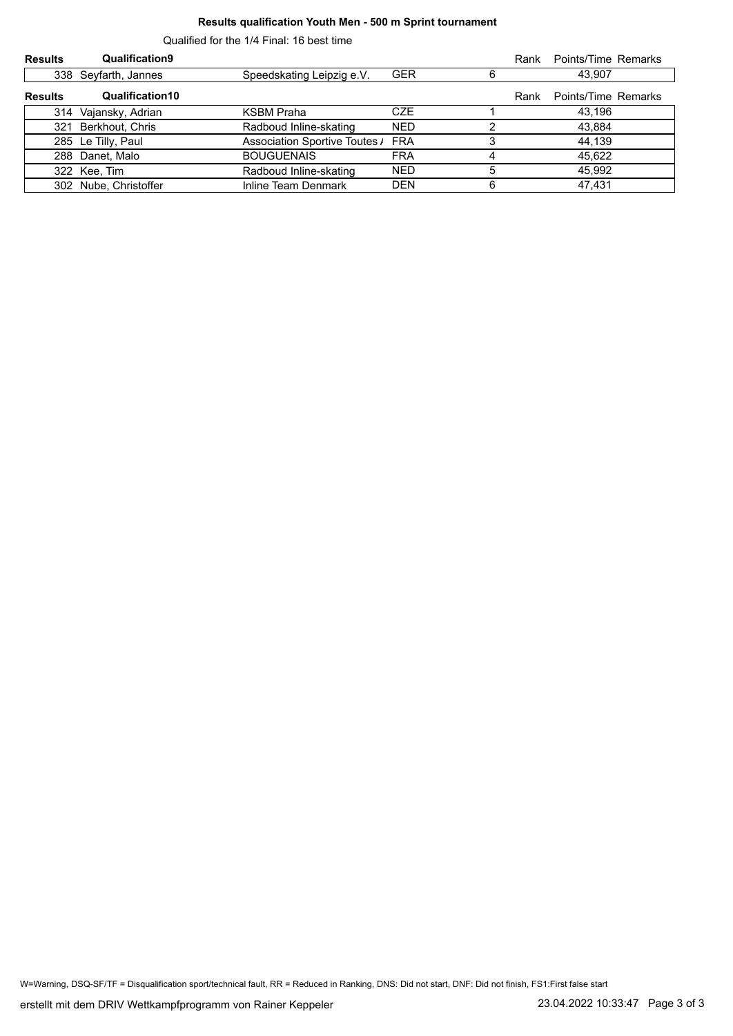**Results qualification Youth Men - 500 m Sprint tournament**

Qualified for the 1/4 Final: 16 best time

**Results** **Qualification9**

| | | | | Rank | Points/Time | Remarks |
|---|---|---|---|---|---|---|
| 338 | Seyfarth, Jannes | Speedskating Leipzig e.V. | GER | 6 | 43,907 | |

**Results** **Qualification10**

| | | | | Rank | Points/Time | Remarks |
|---|---|---|---|---|---|---|
| 314 | Vajansky, Adrian | KSBM Praha | CZE | 1 | 43,196 | |
| 321 | Berkhout, Chris | Radboud Inline-skating | NED | 2 | 43,884 | |
| 285 | Le Tilly, Paul | Association Sportive Toutes / | FRA | 3 | 44,139 | |
| 288 | Danet, Malo | BOUGUENAIS | FRA | 4 | 45,622 | |
| 322 | Kee, Tim | Radboud Inline-skating | NED | 5 | 45,992 | |
| 302 | Nube, Christoffer | Inline Team Denmark | DEN | 6 | 47,431 | |

W=Warning, DSQ-SF/TF = Disqualification sport/technical fault, RR = Reduced in Ranking, DNS: Did not start, DNF: Did not finish, FS1:First false start

erstellt mit dem DRIV Wettkampfprogramm von Rainer Keppeler 23.04.2022 10:33:47